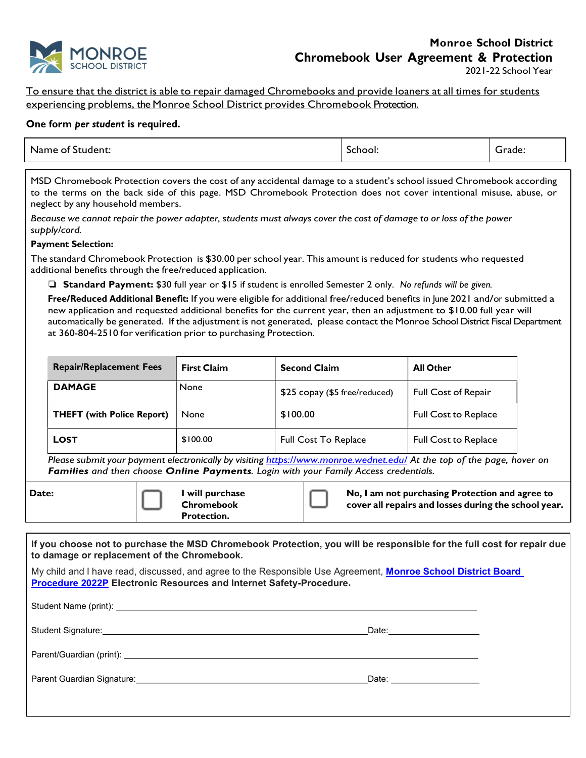# Monroe School District

## Chromebook User Agreement & Protection

2021-22 School Year

<u>To ensure that the district is able to repair damaged Chromebooks and provide loaners at all times for students experiencing problems, the Monroe School District provides Chromebook Protection.</u>

**One form *per student* is required.**

| Name of Student: | School: | Grade: |
|---|---|---|

MSD Chromebook Protection covers the cost of any accidental damage to a student's school issued Chromebook according to the terms on the back side of this page. MSD Chromebook Protection does not cover intentional misuse, abuse, or neglect by any household members.

*Because we cannot repair the power adapter, students must always cover the cost of damage to or loss of the power supply/cord.*

**Payment Selection:**

The standard Chromebook Protection is $30.00 per school year. This amount is reduced for students who requested additional benefits through the free/reduced application.

❑ **Standard Payment:** $30 full year or $15 if student is enrolled Semester 2 only. *No refunds will be given.*

**Free/Reduced Additional Benefit:** If you were eligible for additional free/reduced benefits in June 2021 and/or submitted a new application and requested additional benefits for the current year, then an adjustment to $10.00 full year will automatically be generated. If the adjustment is not generated, please contact the Monroe School District Fiscal Department at 360-804-2510 for verification prior to purchasing Protection.

| Repair/Replacement Fees | First Claim | Second Claim | All Other |
|---|---|---|---|
| **DAMAGE** | None | $25 copay ($5 free/reduced) | Full Cost of Repair |
| **THEFT (with Police Report)** | None | $100.00 | Full Cost to Replace |
| **LOST** | $100.00 | Full Cost To Replace | Full Cost to Replace |

*Please submit your payment electronically by visiting https://www.monroe.wednet.edu/ At the top of the page, hover on **Families** and then choose **Online Payments**. Login with your Family Access credentials.*

| Date: | ☐ **I will purchase Chromebook Protection.** | ☐ **No, I am not purchasing Protection and agree to cover all repairs and losses during the school year.** |
|---|---|---|

**If you choose not to purchase the MSD Chromebook Protection, you will be responsible for the full cost for repair due to damage or replacement of the Chromebook.**

My child and I have read, discussed, and agree to the Responsible Use Agreement, **Monroe School District Board Procedure 2022P Electronic Resources and Internet Safety-Procedure.**

Student Name (print): ______________________________

Student Signature: ______________________________ Date: ______________

Parent/Guardian (print): ______________________________

Parent Guardian Signature: ______________________________ Date: ______________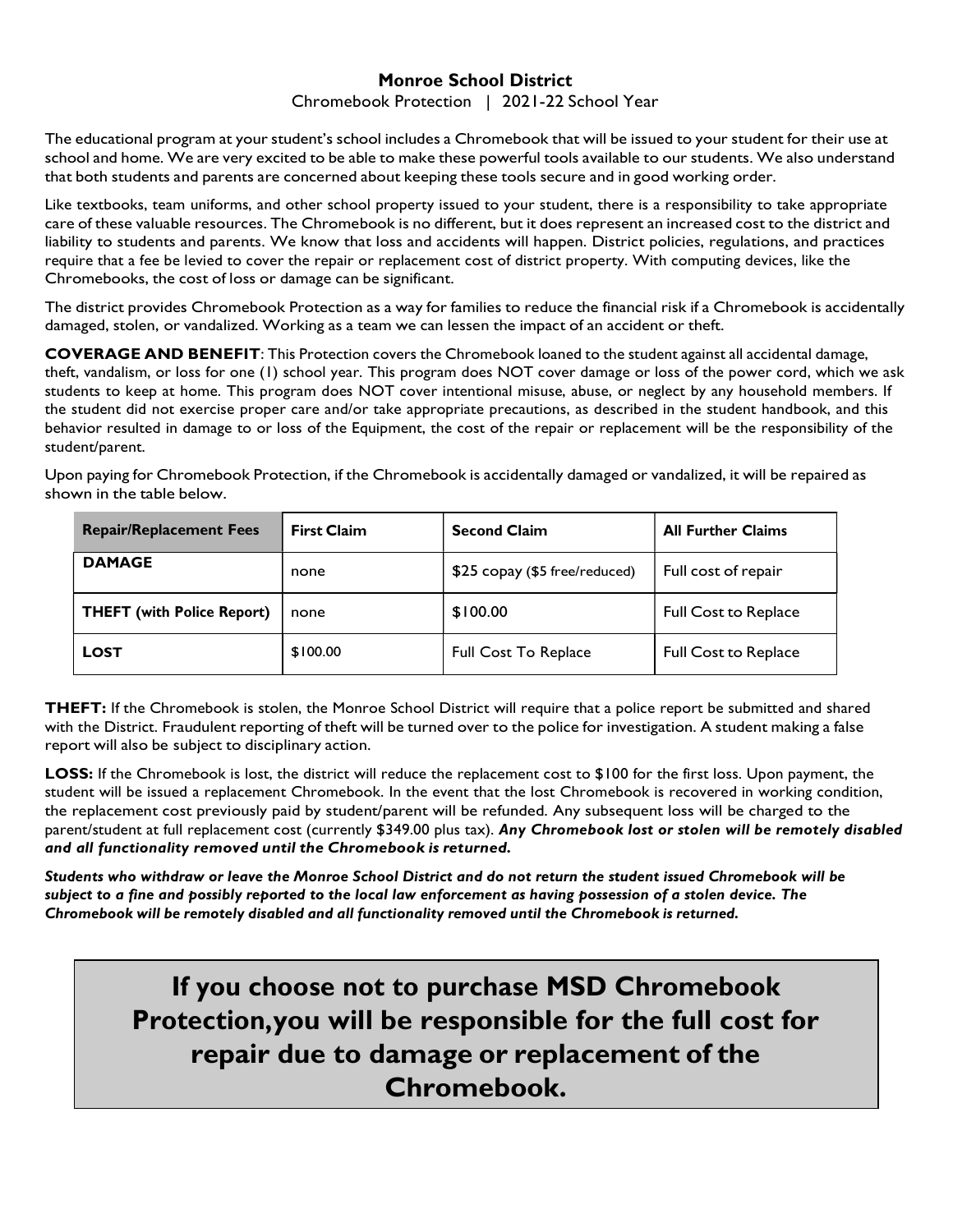## Monroe School District

Chromebook Protection | 2021-22 School Year

The educational program at your student's school includes a Chromebook that will be issued to your student for their use at school and home. We are very excited to be able to make these powerful tools available to our students. We also understand that both students and parents are concerned about keeping these tools secure and in good working order.

Like textbooks, team uniforms, and other school property issued to your student, there is a responsibility to take appropriate care of these valuable resources. The Chromebook is no different, but it does represent an increased cost to the district and liability to students and parents. We know that loss and accidents will happen. District policies, regulations, and practices require that a fee be levied to cover the repair or replacement cost of district property. With computing devices, like the Chromebooks, the cost of loss or damage can be significant.

The district provides Chromebook Protection as a way for families to reduce the financial risk if a Chromebook is accidentally damaged, stolen, or vandalized. Working as a team we can lessen the impact of an accident or theft.

**COVERAGE AND BENEFIT**: This Protection covers the Chromebook loaned to the student against all accidental damage, theft, vandalism, or loss for one (1) school year. This program does NOT cover damage or loss of the power cord, which we ask students to keep at home. This program does NOT cover intentional misuse, abuse, or neglect by any household members. If the student did not exercise proper care and/or take appropriate precautions, as described in the student handbook, and this behavior resulted in damage to or loss of the Equipment, the cost of the repair or replacement will be the responsibility of the student/parent.

Upon paying for Chromebook Protection, if the Chromebook is accidentally damaged or vandalized, it will be repaired as shown in the table below.

| Repair/Replacement Fees | First Claim | Second Claim | All Further Claims |
|---|---|---|---|
| **DAMAGE** | none | $25 copay ($5 free/reduced) | Full cost of repair |
| **THEFT (with Police Report)** | none | $100.00 | Full Cost to Replace |
| **LOST** | $100.00 | Full Cost To Replace | Full Cost to Replace |

**THEFT:** If the Chromebook is stolen, the Monroe School District will require that a police report be submitted and shared with the District. Fraudulent reporting of theft will be turned over to the police for investigation. A student making a false report will also be subject to disciplinary action.

**LOSS:** If the Chromebook is lost, the district will reduce the replacement cost to $100 for the first loss. Upon payment, the student will be issued a replacement Chromebook. In the event that the lost Chromebook is recovered in working condition, the replacement cost previously paid by student/parent will be refunded. Any subsequent loss will be charged to the parent/student at full replacement cost (currently $349.00 plus tax). ***Any Chromebook lost or stolen will be remotely disabled and all functionality removed until the Chromebook is returned.***

***Students who withdraw or leave the Monroe School District and do not return the student issued Chromebook will be subject to a fine and possibly reported to the local law enforcement as having possession of a stolen device. The Chromebook will be remotely disabled and all functionality removed until the Chromebook is returned.***

**If you choose not to purchase MSD Chromebook Protection,you will be responsible for the full cost for repair due to damage or replacement of the Chromebook.**